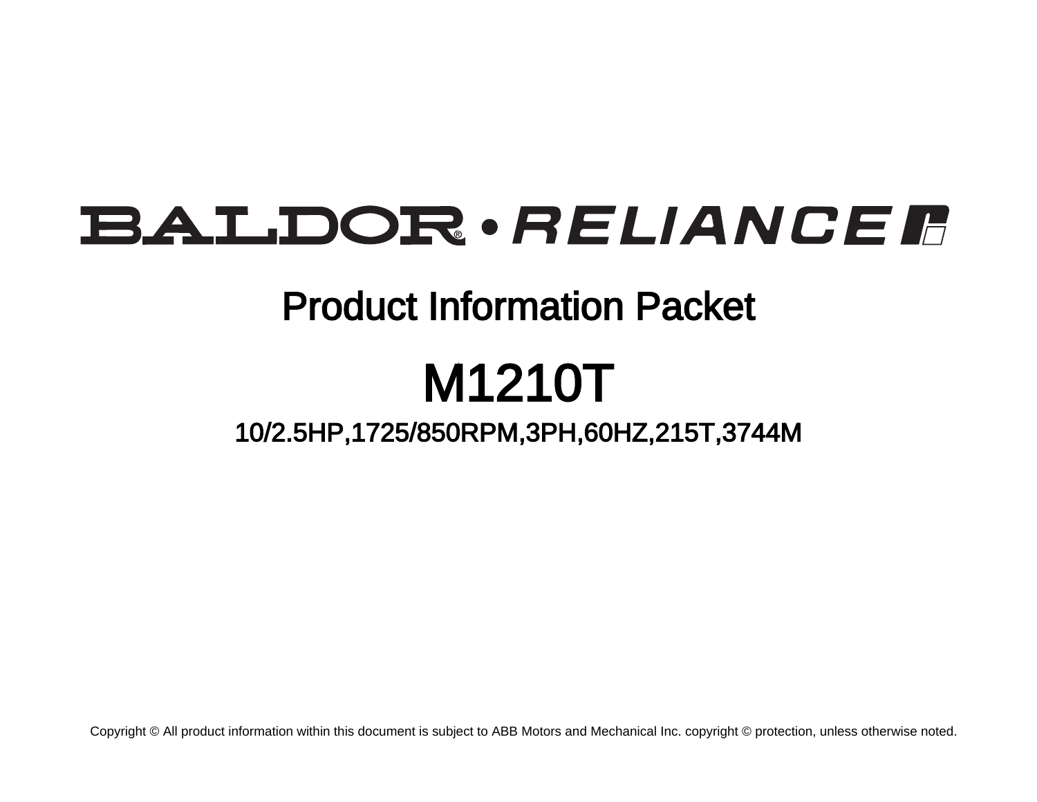BALDOR® • RELIANCE

# Product Information Packet

# M1210T

## 10/2.5HP,1725/850RPM,3PH,60HZ,215T,3744M

Copyright © All product information within this document is subject to ABB Motors and Mechanical Inc. copyright © protection, unless otherwise noted.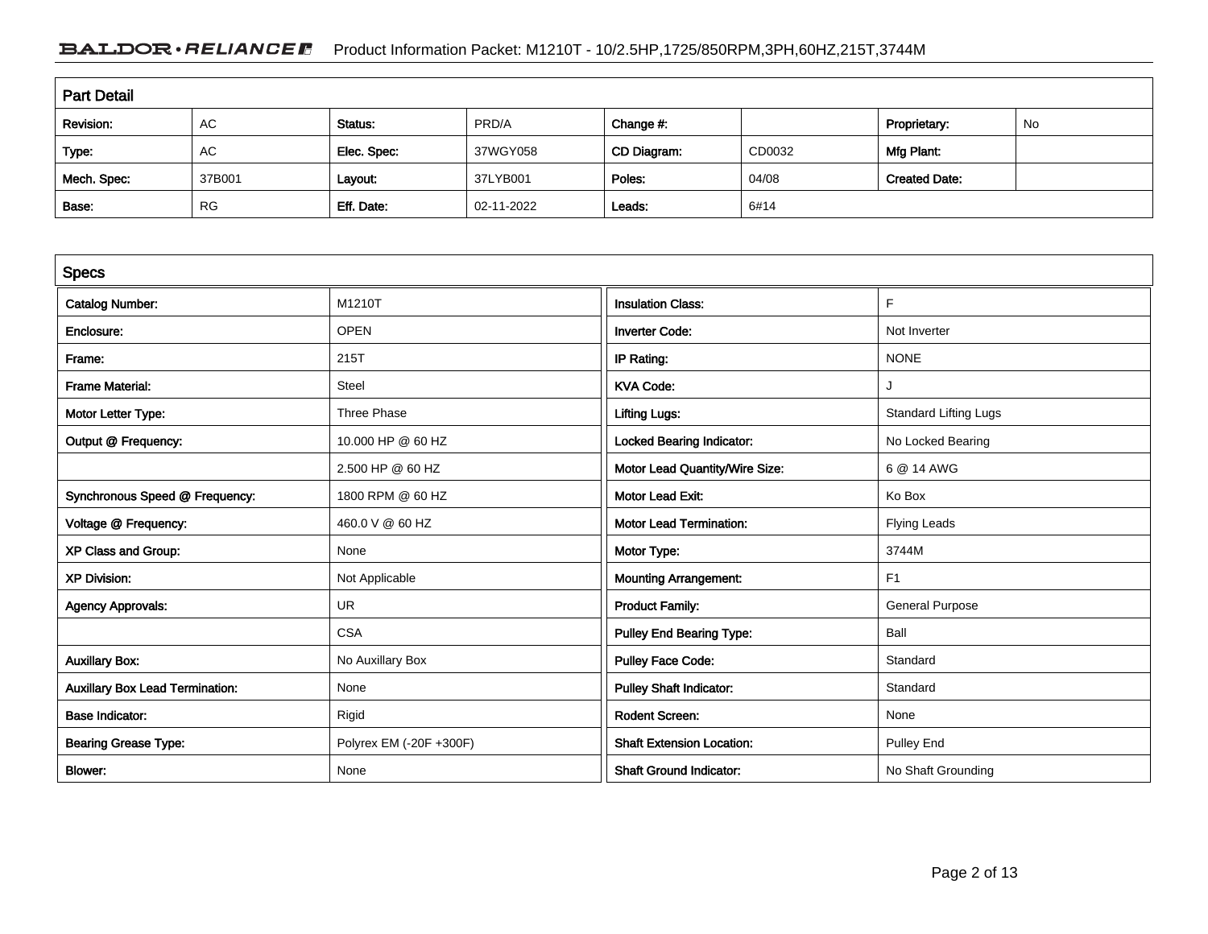## Part Detail

| Revision: | AC | Status: | PRD/A | Change #: | | Proprietary: | No |
|---|---|---|---|---|---|---|---|
| Type: | AC | Elec. Spec: | 37WGY058 | CD Diagram: | CD0032 | Mfg Plant: | |
| Mech. Spec: | 37B001 | Layout: | 37LYB001 | Poles: | 04/08 | Created Date: | |
| Base: | RG | Eff. Date: | 02-11-2022 | Leads: | 6#14 | | |

## Specs

| | |
|---|---|
| Catalog Number: | M1210T |
| Enclosure: | OPEN |
| Frame: | 215T |
| Frame Material: | Steel |
| Motor Letter Type: | Three Phase |
| Output @ Frequency: | 10.000 HP @ 60 HZ |
| | 2.500 HP @ 60 HZ |
| Synchronous Speed @ Frequency: | 1800 RPM @ 60 HZ |
| Voltage @ Frequency: | 460.0 V @ 60 HZ |
| XP Class and Group: | None |
| XP Division: | Not Applicable |
| Agency Approvals: | UR |
| | CSA |
| Auxillary Box: | No Auxillary Box |
| Auxillary Box Lead Termination: | None |
| Base Indicator: | Rigid |
| Bearing Grease Type: | Polyrex EM (-20F +300F) |
| Blower: | None |

| | |
|---|---|
| Insulation Class: | F |
| Inverter Code: | Not Inverter |
| IP Rating: | NONE |
| KVA Code: | J |
| Lifting Lugs: | Standard Lifting Lugs |
| Locked Bearing Indicator: | No Locked Bearing |
| Motor Lead Quantity/Wire Size: | 6 @ 14 AWG |
| Motor Lead Exit: | Ko Box |
| Motor Lead Termination: | Flying Leads |
| Motor Type: | 3744M |
| Mounting Arrangement: | F1 |
| Product Family: | General Purpose |
| Pulley End Bearing Type: | Ball |
| Pulley Face Code: | Standard |
| Pulley Shaft Indicator: | Standard |
| Rodent Screen: | None |
| Shaft Extension Location: | Pulley End |
| Shaft Ground Indicator: | No Shaft Grounding |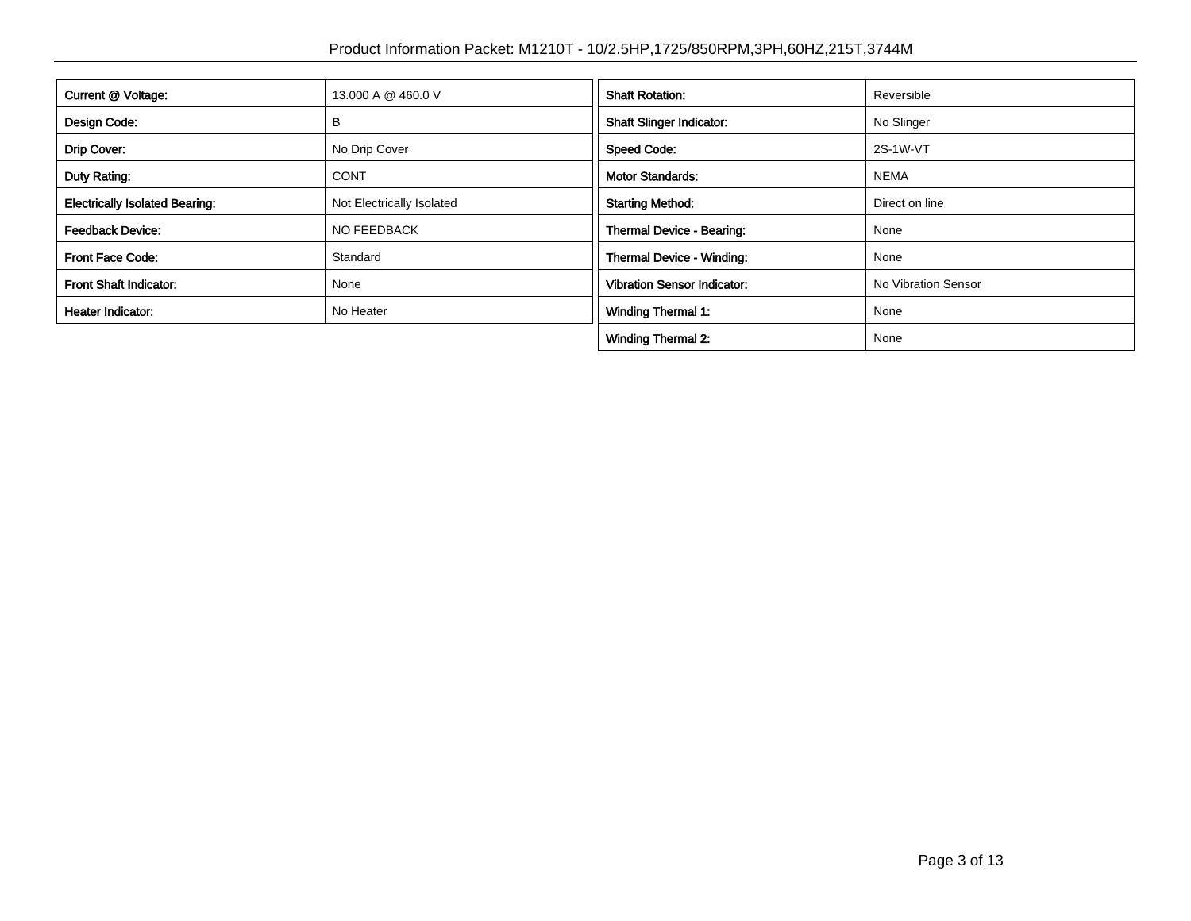| Current @ Voltage: | 13.000 A @ 460.0 V |
| --- | --- |
| Design Code: | B |
| Drip Cover: | No Drip Cover |
| Duty Rating: | CONT |
| Electrically Isolated Bearing: | Not Electrically Isolated |
| Feedback Device: | NO FEEDBACK |
| Front Face Code: | Standard |
| Front Shaft Indicator: | None |
| Heater Indicator: | No Heater |

| Shaft Rotation: | Reversible |
| --- | --- |
| Shaft Slinger Indicator: | No Slinger |
| Speed Code: | 2S-1W-VT |
| Motor Standards: | NEMA |
| Starting Method: | Direct on line |
| Thermal Device - Bearing: | None |
| Thermal Device - Winding: | None |
| Vibration Sensor Indicator: | No Vibration Sensor |
| Winding Thermal 1: | None |
| Winding Thermal 2: | None |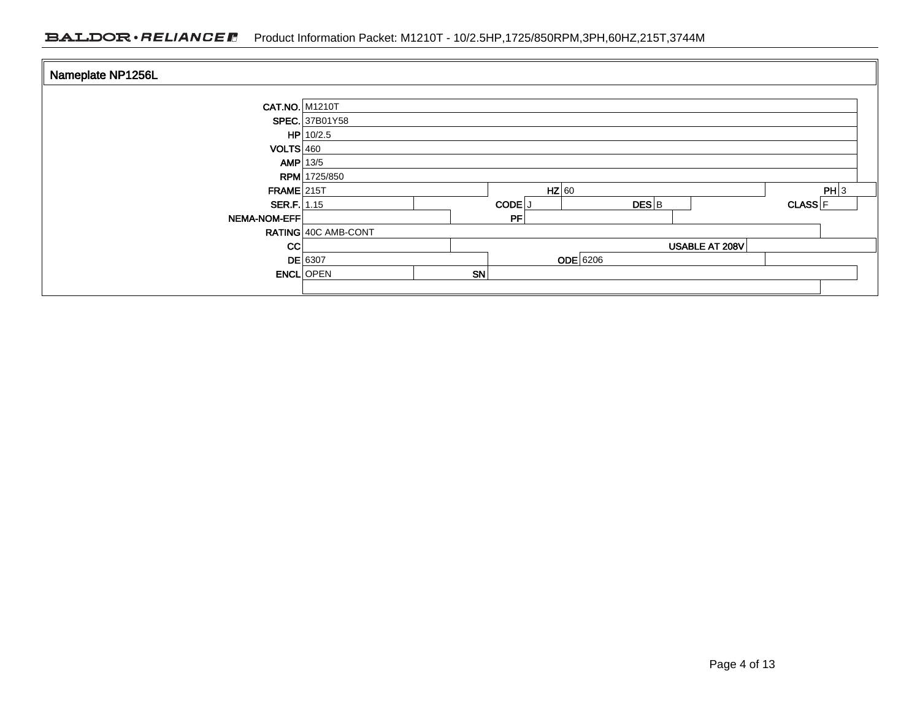## Nameplate NP1256L

| Field | Value | Field | Value | Field | Value | Field | Value |
|---|---|---|---|---|---|---|---|
| CAT.NO. | M1210T | | | | | | |
| SPEC. | 37B01Y58 | | | | | | |
| HP | 10/2.5 | | | | | | |
| VOLTS | 460 | | | | | | |
| AMP | 13/5 | | | | | | |
| RPM | 1725/850 | | | | | | |
| FRAME | 215T | HZ | 60 | PH | 3 | | |
| SER.F. | 1.15 | CODE | J | DES | B | CLASS | F |
| NEMA-NOM-EFF | | PF | | | | | |
| RATING | 40C AMB-CONT | | | | | | |
| CC | | USABLE AT 208V | | | | | |
| DE | 6307 | ODE | 6206 | | | | |
| ENCL | OPEN | SN | | | | | |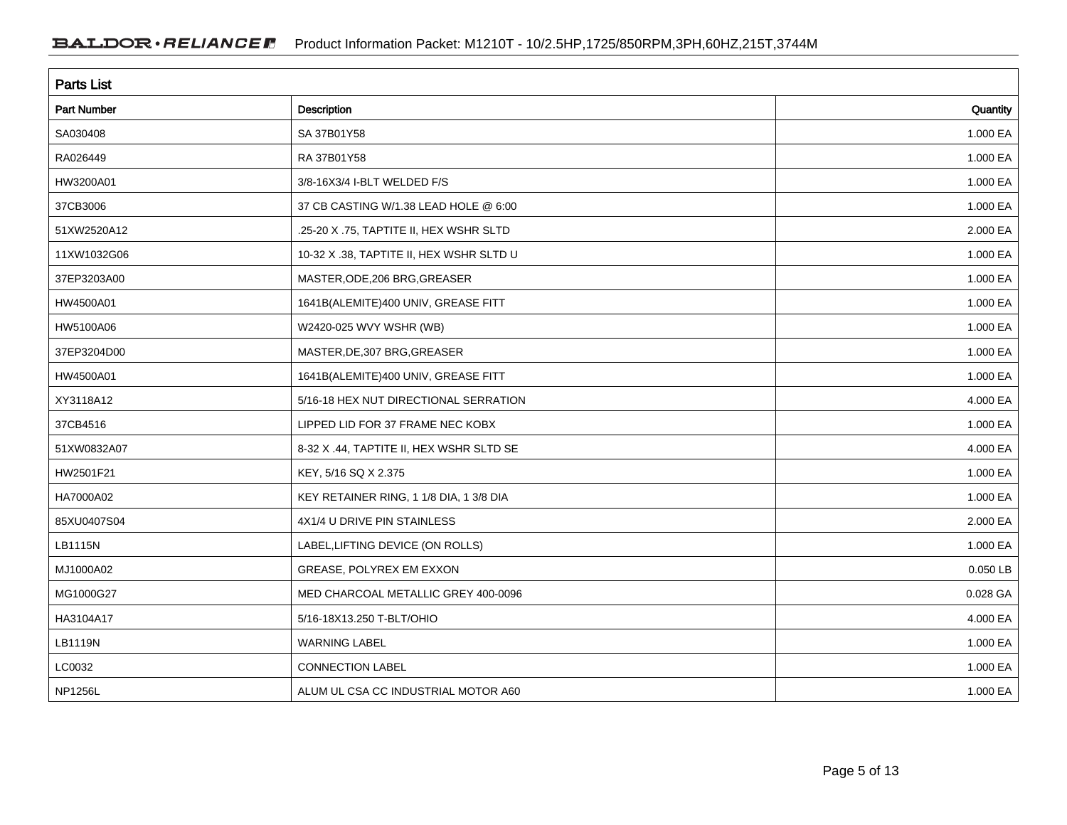## Parts List

| Part Number | Description | Quantity |
|---|---|---|
| SA030408 | SA 37B01Y58 | 1.000 EA |
| RA026449 | RA 37B01Y58 | 1.000 EA |
| HW3200A01 | 3/8-16X3/4 I-BLT WELDED F/S | 1.000 EA |
| 37CB3006 | 37 CB CASTING W/1.38 LEAD HOLE @ 6:00 | 1.000 EA |
| 51XW2520A12 | .25-20 X .75, TAPTITE II, HEX WSHR SLTD | 2.000 EA |
| 11XW1032G06 | 10-32 X .38, TAPTITE II, HEX WSHR SLTD U | 1.000 EA |
| 37EP3203A00 | MASTER,ODE,206 BRG,GREASER | 1.000 EA |
| HW4500A01 | 1641B(ALEMITE)400 UNIV, GREASE FITT | 1.000 EA |
| HW5100A06 | W2420-025 WVY WSHR (WB) | 1.000 EA |
| 37EP3204D00 | MASTER,DE,307 BRG,GREASER | 1.000 EA |
| HW4500A01 | 1641B(ALEMITE)400 UNIV, GREASE FITT | 1.000 EA |
| XY3118A12 | 5/16-18 HEX NUT DIRECTIONAL SERRATION | 4.000 EA |
| 37CB4516 | LIPPED LID FOR 37 FRAME NEC KOBX | 1.000 EA |
| 51XW0832A07 | 8-32 X .44, TAPTITE II, HEX WSHR SLTD SE | 4.000 EA |
| HW2501F21 | KEY, 5/16 SQ X 2.375 | 1.000 EA |
| HA7000A02 | KEY RETAINER RING, 1 1/8 DIA, 1 3/8 DIA | 1.000 EA |
| 85XU0407S04 | 4X1/4 U DRIVE PIN STAINLESS | 2.000 EA |
| LB1115N | LABEL,LIFTING DEVICE (ON ROLLS) | 1.000 EA |
| MJ1000A02 | GREASE, POLYREX EM EXXON | 0.050 LB |
| MG1000G27 | MED CHARCOAL METALLIC GREY 400-0096 | 0.028 GA |
| HA3104A17 | 5/16-18X13.250 T-BLT/OHIO | 4.000 EA |
| LB1119N | WARNING LABEL | 1.000 EA |
| LC0032 | CONNECTION LABEL | 1.000 EA |
| NP1256L | ALUM UL CSA CC INDUSTRIAL MOTOR A60 | 1.000 EA |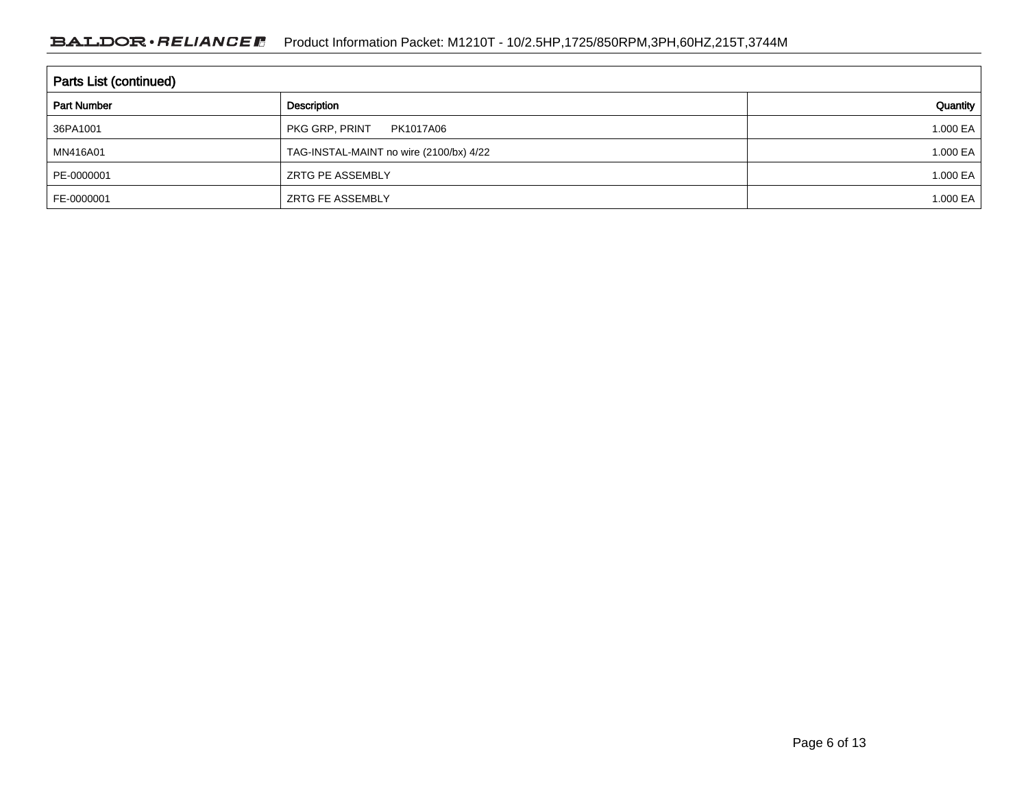## Parts List (continued)

| Part Number | Description | Quantity |
|---|---|---|
| 36PA1001 | PKG GRP, PRINT PK1017A06 | 1.000 EA |
| MN416A01 | TAG-INSTAL-MAINT no wire (2100/bx) 4/22 | 1.000 EA |
| PE-0000001 | ZRTG PE ASSEMBLY | 1.000 EA |
| FE-0000001 | ZRTG FE ASSEMBLY | 1.000 EA |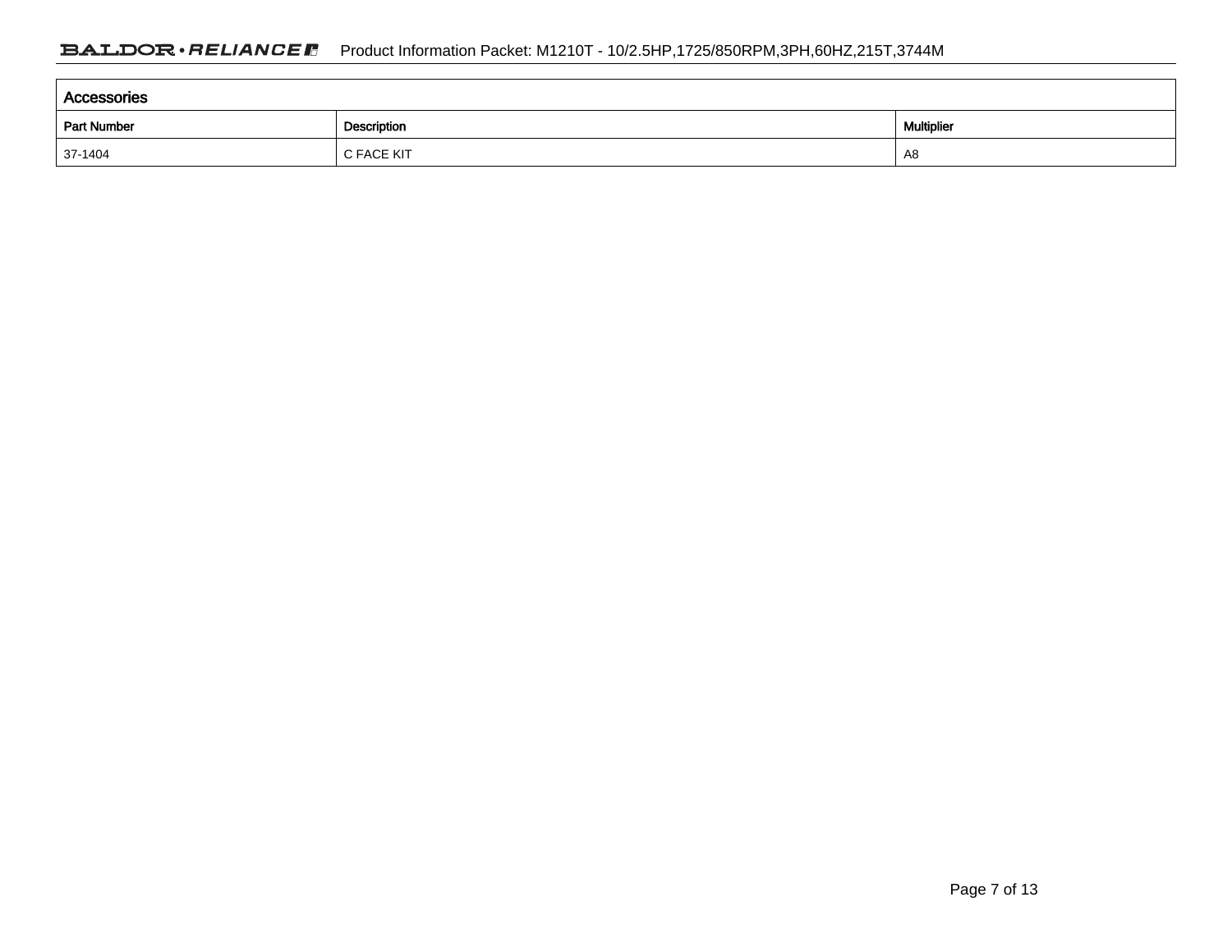| Accessories | | |
| --- | --- | --- |
| Part Number | Description | Multiplier |
| 37-1404 | C FACE KIT | A8 |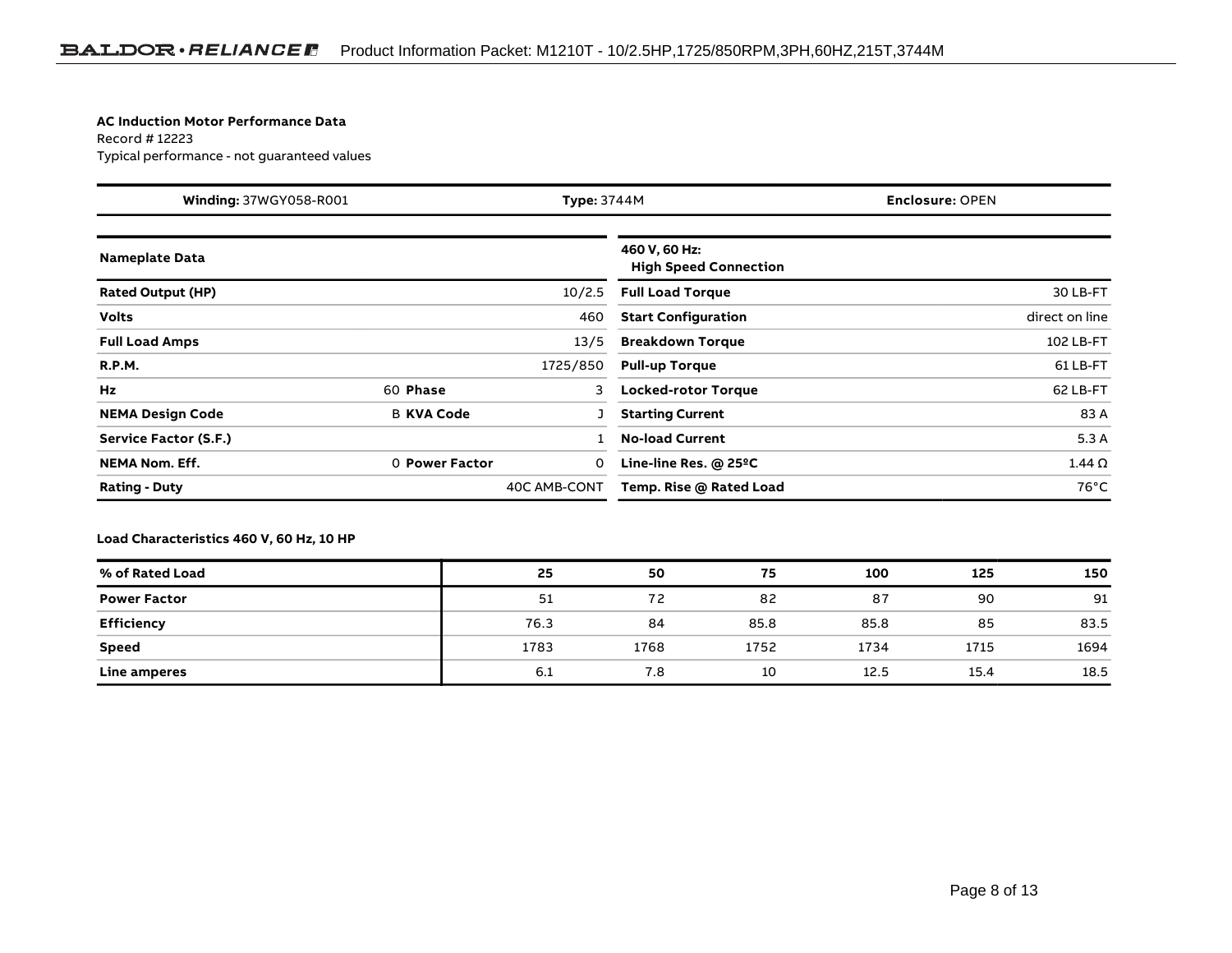**AC Induction Motor Performance Data**
Record # 12223
Typical performance - not guaranteed values

| **Winding:** 37WGY058-R001 | **Type:** 3744M | **Enclosure:** OPEN |
|---|---|---|

| **Nameplate Data** | | | | **460 V, 60 Hz: High Speed Connection** | |
|---|---|---|---|---|---|
| **Rated Output (HP)** | | | 10/2.5 | **Full Load Torque** | 30 LB-FT |
| **Volts** | | | 460 | **Start Configuration** | direct on line |
| **Full Load Amps** | | | 13/5 | **Breakdown Torque** | 102 LB-FT |
| **R.P.M.** | | | 1725/850 | **Pull-up Torque** | 61 LB-FT |
| **Hz** | 60 | **Phase** | 3 | **Locked-rotor Torque** | 62 LB-FT |
| **NEMA Design Code** | B | **KVA Code** | J | **Starting Current** | 83 A |
| **Service Factor (S.F.)** | | | 1 | **No-load Current** | 5.3 A |
| **NEMA Nom. Eff.** | 0 | **Power Factor** | 0 | **Line-line Res. @ 25ºC** | 1.44 Ω |
| **Rating - Duty** | | | 40C AMB-CONT | **Temp. Rise @ Rated Load** | 76°C |

**Load Characteristics 460 V, 60 Hz, 10 HP**

| **% of Rated Load** | **25** | **50** | **75** | **100** | **125** | **150** |
|---|---|---|---|---|---|---|
| **Power Factor** | 51 | 72 | 82 | 87 | 90 | 91 |
| **Efficiency** | 76.3 | 84 | 85.8 | 85.8 | 85 | 83.5 |
| **Speed** | 1783 | 1768 | 1752 | 1734 | 1715 | 1694 |
| **Line amperes** | 6.1 | 7.8 | 10 | 12.5 | 15.4 | 18.5 |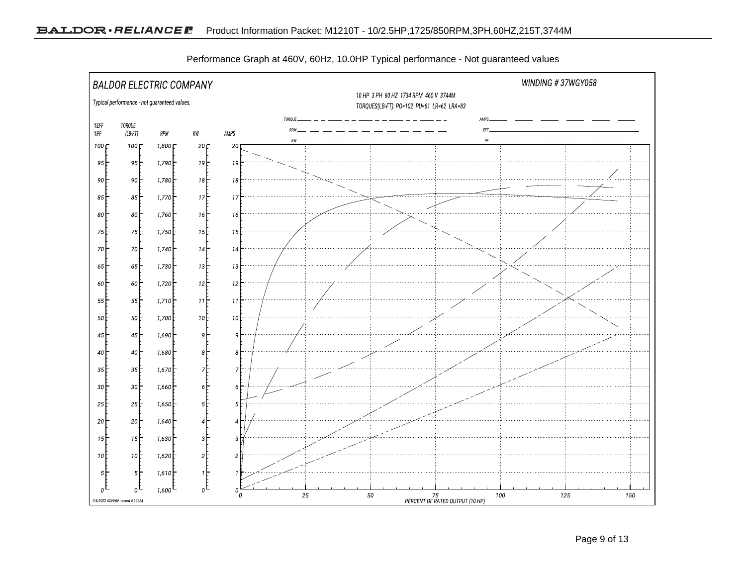Performance Graph at 460V, 60Hz, 10.0HP Typical performance - Not guaranteed values

BALDOR ELECTRIC COMPANY

WINDING # 37WGY058

Typical performance - not guaranteed values.

10 HP 3 PH 60 HZ 1734 RPM 460 V 3744M

TORQUES(LB-FT): PO=102 PU=61 LR=62 LRA=83

Legend: TORQUE, RPM, KW, AMPS, EFF, PF

| %EFF %PF | TORQUE (LB-FT) | RPM | KW | AMPS |
|---|---|---|---|---|
| 100 | 100 | 1,800 | 20 | 20 |
| 95 | 95 | 1,790 | 19 | 19 |
| 90 | 90 | 1,780 | 18 | 18 |
| 85 | 85 | 1,770 | 17 | 17 |
| 80 | 80 | 1,760 | 16 | 16 |
| 75 | 75 | 1,750 | 15 | 15 |
| 70 | 70 | 1,740 | 14 | 14 |
| 65 | 65 | 1,730 | 13 | 13 |
| 60 | 60 | 1,720 | 12 | 12 |
| 55 | 55 | 1,710 | 11 | 11 |
| 50 | 50 | 1,700 | 10 | 10 |
| 45 | 45 | 1,690 | 9 | 9 |
| 40 | 40 | 1,680 | 8 | 8 |
| 35 | 35 | 1,670 | 7 | 7 |
| 30 | 30 | 1,660 | 6 | 6 |
| 25 | 25 | 1,650 | 5 | 5 |
| 20 | 20 | 1,640 | 4 | 4 |
| 15 | 15 | 1,630 | 3 | 3 |
| 10 | 10 | 1,620 | 2 | 2 |
| 5 | 5 | 1,610 | 1 | 1 |
| 0 | 0 | 1,600 | 0 | 0 |

PERCENT OF RATED OUTPUT (10 HP): 0, 25, 50, 75, 100, 125, 150

7/4/2022 ACPERF, record # 12223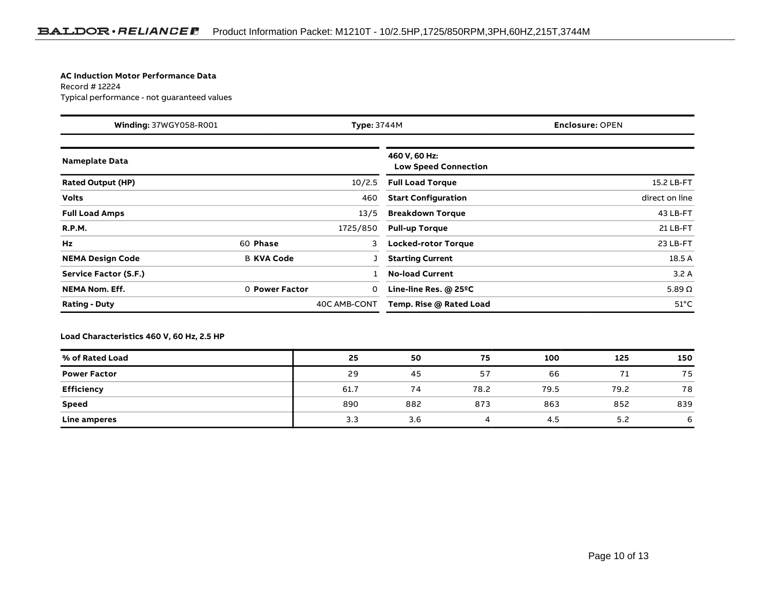**AC Induction Motor Performance Data**
Record # 12224
Typical performance - not guaranteed values

| **Winding:** 37WGY058-R001 | **Type:** 3744M | **Enclosure:** OPEN |
|---|---|---|

| **Nameplate Data** | | | | **460 V, 60 Hz: Low Speed Connection** | |
|---|---|---|---|---|---|
| **Rated Output (HP)** | | | 10/2.5 | **Full Load Torque** | 15.2 LB-FT |
| **Volts** | | | 460 | **Start Configuration** | direct on line |
| **Full Load Amps** | | | 13/5 | **Breakdown Torque** | 43 LB-FT |
| **R.P.M.** | | | 1725/850 | **Pull-up Torque** | 21 LB-FT |
| **Hz** | 60 | **Phase** | 3 | **Locked-rotor Torque** | 23 LB-FT |
| **NEMA Design Code** | B | **KVA Code** | J | **Starting Current** | 18.5 A |
| **Service Factor (S.F.)** | | | 1 | **No-load Current** | 3.2 A |
| **NEMA Nom. Eff.** | 0 | **Power Factor** | 0 | **Line-line Res. @ 25ºC** | 5.89 Ω |
| **Rating - Duty** | | | 40C AMB-CONT | **Temp. Rise @ Rated Load** | 51°C |

**Load Characteristics 460 V, 60 Hz, 2.5 HP**

| % of Rated Load | 25 | 50 | 75 | 100 | 125 | 150 |
|---|---|---|---|---|---|---|
| **Power Factor** | 29 | 45 | 57 | 66 | 71 | 75 |
| **Efficiency** | 61.7 | 74 | 78.2 | 79.5 | 79.2 | 78 |
| **Speed** | 890 | 882 | 873 | 863 | 852 | 839 |
| **Line amperes** | 3.3 | 3.6 | 4 | 4.5 | 5.2 | 6 |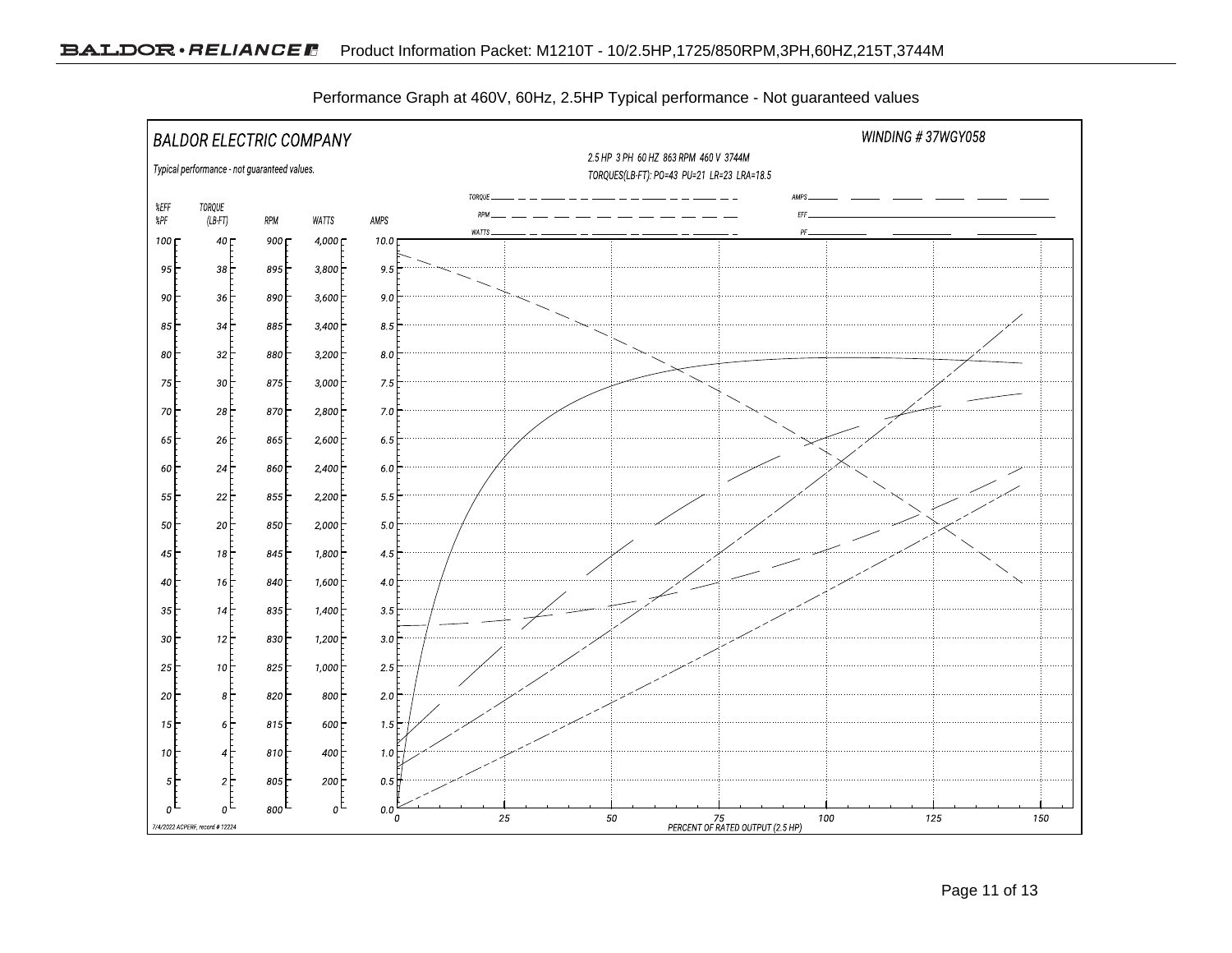Performance Graph at 460V, 60Hz, 2.5HP Typical performance - Not guaranteed values

BALDOR ELECTRIC COMPANY

WINDING # 37WGY058

Typical performance - not guaranteed values.

2.5 HP 3 PH 60 HZ 863 RPM 460 V 3744M

TORQUES(LB-FT): PO=43 PU=21 LR=23 LRA=18.5

TORQUE, RPM, WATTS, AMPS, EFF, PF

| %EFF %PF | TORQUE (LB-FT) | RPM | WATTS | AMPS |
|---|---|---|---|---|
| 100 | 40 | 900 | 4,000 | 10.0 |
| 95 | 38 | 895 | 3,800 | 9.5 |
| 90 | 36 | 890 | 3,600 | 9.0 |
| 85 | 34 | 885 | 3,400 | 8.5 |
| 80 | 32 | 880 | 3,200 | 8.0 |
| 75 | 30 | 875 | 3,000 | 7.5 |
| 70 | 28 | 870 | 2,800 | 7.0 |
| 65 | 26 | 865 | 2,600 | 6.5 |
| 60 | 24 | 860 | 2,400 | 6.0 |
| 55 | 22 | 855 | 2,200 | 5.5 |
| 50 | 20 | 850 | 2,000 | 5.0 |
| 45 | 18 | 845 | 1,800 | 4.5 |
| 40 | 16 | 840 | 1,600 | 4.0 |
| 35 | 14 | 835 | 1,400 | 3.5 |
| 30 | 12 | 830 | 1,200 | 3.0 |
| 25 | 10 | 825 | 1,000 | 2.5 |
| 20 | 8 | 820 | 800 | 2.0 |
| 15 | 6 | 815 | 600 | 1.5 |
| 10 | 4 | 810 | 400 | 1.0 |
| 5 | 2 | 805 | 200 | 0.5 |
| 0 | 0 | 800 | 0 | 0.0 |

PERCENT OF RATED OUTPUT (2.5 HP): 0, 25, 50, 75, 100, 125, 150

7/4/2022 ACPERF, record # 12224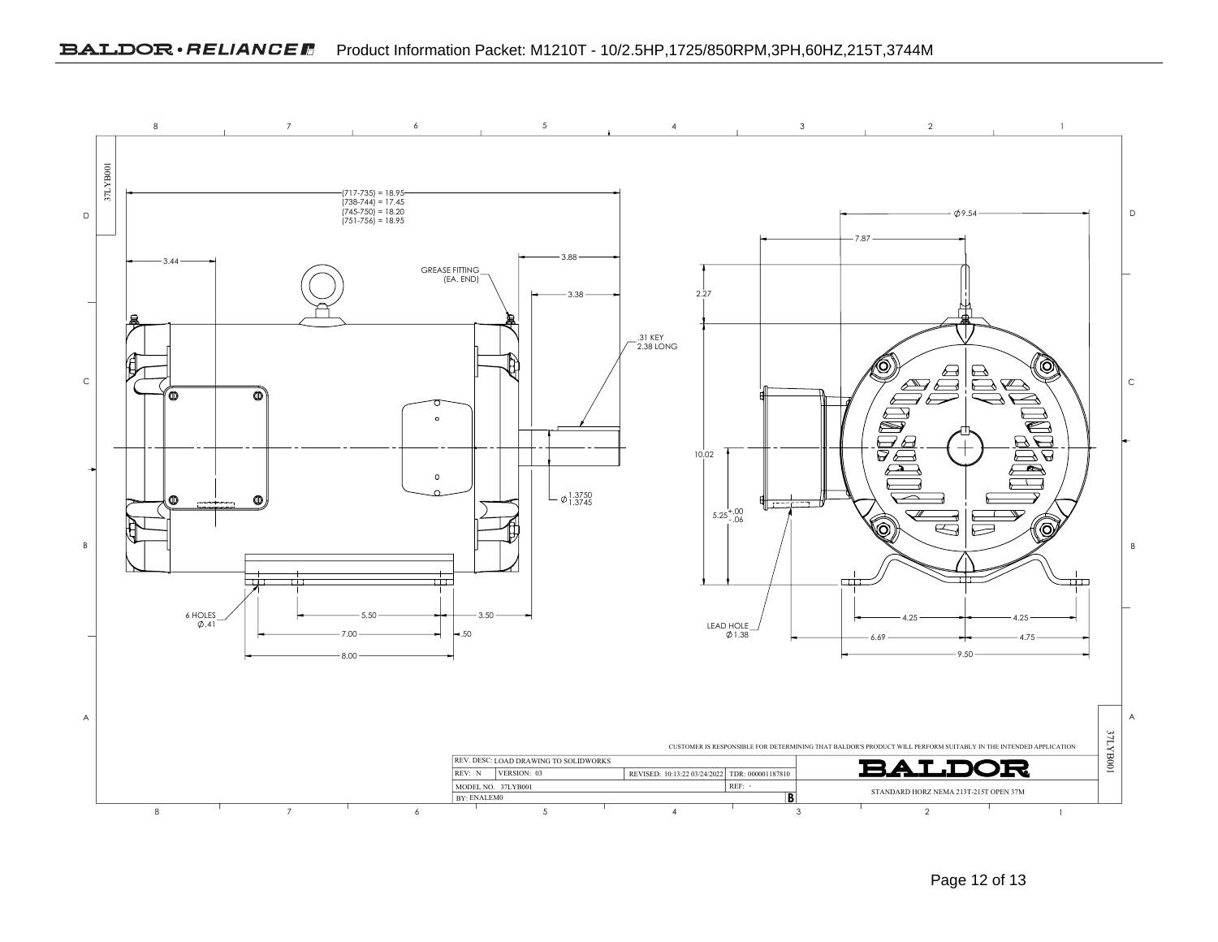# Product Information Packet: M1210T - 10/2.5HP,1725/850RPM,3PH,60HZ,215T,3744M

37LYB001

(717-735) = 18.95
(738-744) = 17.45
(745-750) = 18.20
(751-756) = 18.95

3.44

3.88

GREASE FITTING (EA. END)

3.38

.31 KEY 2.38 LONG

$\phi$ 1.3750 / 1.3745

6 HOLES $\phi$.41

5.50

3.50

7.00

.50

8.00

$\phi$9.54

7.87

2.27

10.02

$5.25^{+.00}_{-.06}$

LEAD HOLE $\phi$1.38

4.25

4.25

6.69

4.75

9.50

CUSTOMER IS RESPONSIBLE FOR DETERMINING THAT BALDOR'S PRODUCT WILL PERFORM SUITABLY IN THE INTENDED APPLICATION

| REV. DESC: LOAD DRAWING TO SOLIDWORKS | | | |
|---|---|---|---|
| REV: N | VERSION: 03 | REVISED: 10:13:22 03/24/2022 | TDR: 000001187810 |
| MODEL NO. 37LYB001 | | | REF: - |
| BY: ENALEM0 | | | B |

BALDOR

STANDARD HORZ NEMA 213T-215T OPEN 37M

37LYB001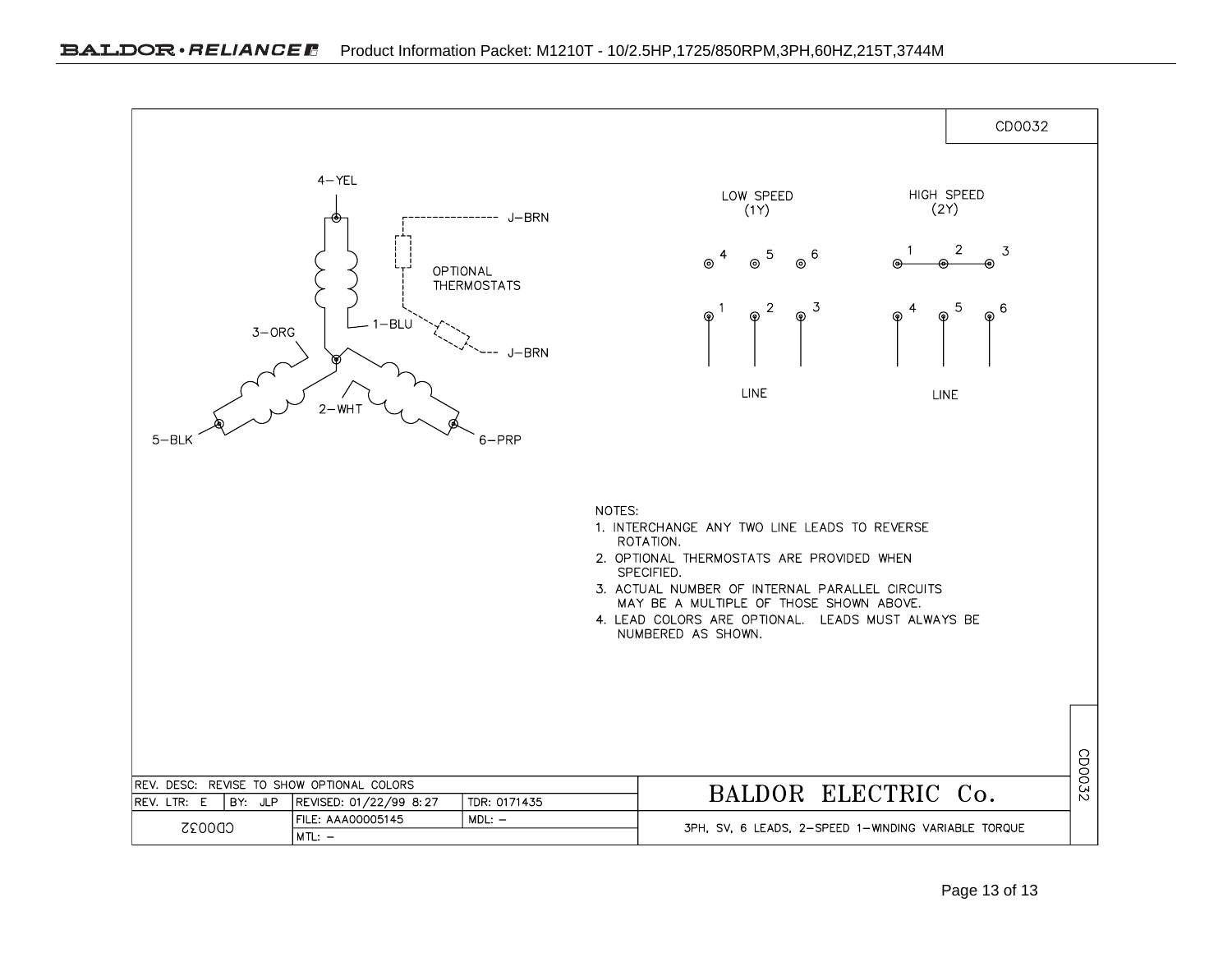CD0032

4-YEL

J-BRN

OPTIONAL
THERMOSTATS

1-BLU

3-ORG

J-BRN

2-WHT

5-BLK

6-PRP

LOW SPEED
(1Y)

4 5 6

1 2 3

LINE

HIGH SPEED
(2Y)

1 2 3

4 5 6

LINE

NOTES:

1. INTERCHANGE ANY TWO LINE LEADS TO REVERSE ROTATION.
2. OPTIONAL THERMOSTATS ARE PROVIDED WHEN SPECIFIED.
3. ACTUAL NUMBER OF INTERNAL PARALLEL CIRCUITS MAY BE A MULTIPLE OF THOSE SHOWN ABOVE.
4. LEAD COLORS ARE OPTIONAL. LEADS MUST ALWAYS BE NUMBERED AS SHOWN.

| | | | |
|---|---|---|---|
| REV. DESC: REVISE TO SHOW OPTIONAL COLORS | | | BALDOR ELECTRIC Co. |
| REV. LTR: E | BY: JLP | REVISED: 01/22/99 8:27 | TDR: 0171435 |
| CD0032 | FILE: AAA00005145 | MDL: – | 3PH, SV, 6 LEADS, 2-SPEED 1-WINDING VARIABLE TORQUE |
| | MTL: – | | |

CD0032